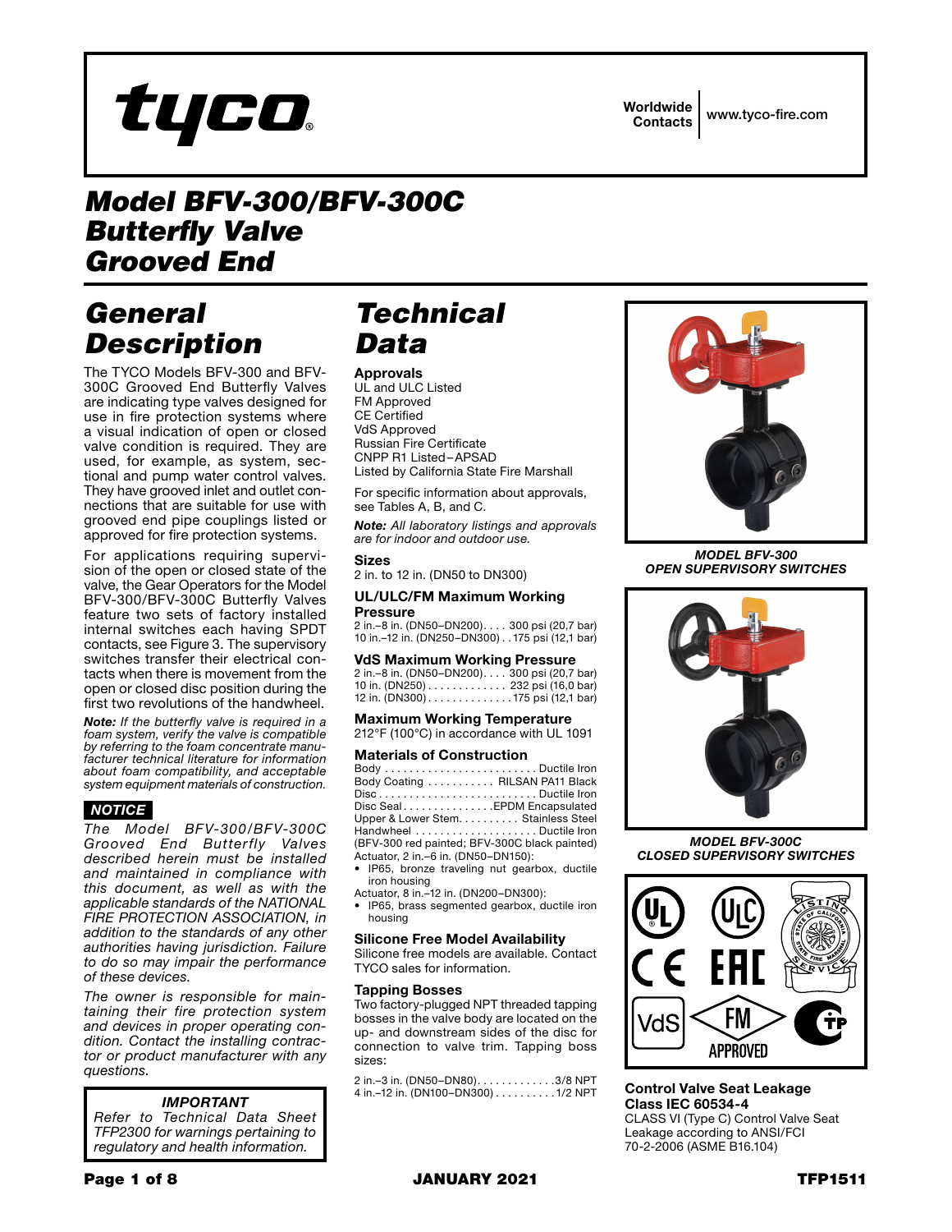# Model BFV-300/BFV-300C Butterfly Valve Grooved End

Worldwide Contacts | www.tyco-fire.com

## General Description

The TYCO Models BFV-300 and BFV-300C Grooved End Butterfly Valves are indicating type valves designed for use in fire protection systems where a visual indication of open or closed valve condition is required. They are used, for example, as system, sectional and pump water control valves. They have grooved inlet and outlet connections that are suitable for use with grooved end pipe couplings listed or approved for fire protection systems.

For applications requiring supervision of the open or closed state of the valve, the Gear Operators for the Model BFV-300/BFV-300C Butterfly Valves feature two sets of factory installed internal switches each having SPDT contacts, see Figure 3. The supervisory switches transfer their electrical contacts when there is movement from the open or closed disc position during the first two revolutions of the handwheel.

***Note:*** *If the butterfly valve is required in a foam system, verify the valve is compatible by referring to the foam concentrate manufacturer technical literature for information about foam compatibility, and acceptable system equipment materials of construction.*

***NOTICE***

*The Model BFV-300/BFV-300C Grooved End Butterfly Valves described herein must be installed and maintained in compliance with this document, as well as with the applicable standards of the NATIONAL FIRE PROTECTION ASSOCIATION, in addition to the standards of any other authorities having jurisdiction. Failure to do so may impair the performance of these devices.*

*The owner is responsible for maintaining their fire protection system and devices in proper operating condition. Contact the installing contractor or product manufacturer with any questions.*

> ***IMPORTANT***
> *Refer to Technical Data Sheet TFP2300 for warnings pertaining to regulatory and health information.*

## Technical Data

### Approvals

UL and ULC Listed
FM Approved
CE Certified
VdS Approved
Russian Fire Certificate
CNPP R1 Listed–APSAD
Listed by California State Fire Marshall

For specific information about approvals, see Tables A, B, and C.

***Note:*** *All laboratory listings and approvals are for indoor and outdoor use.*

### Sizes

2 in. to 12 in. (DN50 to DN300)

### UL/ULC/FM Maximum Working Pressure

2 in.–8 in. (DN50–DN200). . . . 300 psi (20,7 bar)
10 in.–12 in. (DN250–DN300) . . 175 psi (12,1 bar)

### VdS Maximum Working Pressure

2 in.–8 in. (DN50–DN200). . . . 300 psi (20,7 bar)
10 in. (DN250) . . . . . . . . . . . . . 232 psi (16,0 bar)
12 in. (DN300) . . . . . . . . . . . . . . 175 psi (12,1 bar)

### Maximum Working Temperature

212°F (100°C) in accordance with UL 1091

### Materials of Construction

Body . . . . . . . . . . . . . . . . . . . . . . . . . Ductile Iron
Body Coating . . . . . . . . . . . RILSAN PA11 Black
Disc . . . . . . . . . . . . . . . . . . . . . . . . . . Ductile Iron
Disc Seal . . . . . . . . . . . . . . .EPDM Encapsulated
Upper & Lower Stem. . . . . . . . . . Stainless Steel
Handwheel . . . . . . . . . . . . . . . . . . . Ductile Iron
(BFV-300 red painted; BFV-300C black painted)
Actuator, 2 in.–6 in. (DN50–DN150):
- IP65, bronze traveling nut gearbox, ductile iron housing

Actuator, 8 in.–12 in. (DN200–DN300):
- IP65, brass segmented gearbox, ductile iron housing

### Silicone Free Model Availability

Silicone free models are available. Contact TYCO sales for information.

### Tapping Bosses

Two factory-plugged NPT threaded tapping bosses in the valve body are located on the up- and downstream sides of the disc for connection to valve trim. Tapping boss sizes:

2 in.–3 in. (DN50–DN80). . . . . . . . . . . . .3/8 NPT
4 in.–12 in. (DN100–DN300) . . . . . . . . . .1/2 NPT

*MODEL BFV-300 OPEN SUPERVISORY SWITCHES*

*MODEL BFV-300C CLOSED SUPERVISORY SWITCHES*

### Control Valve Seat Leakage Class IEC 60534-4

CLASS VI (Type C) Control Valve Seat Leakage according to ANSI/FCI 70-2-2006 (ASME B16.104)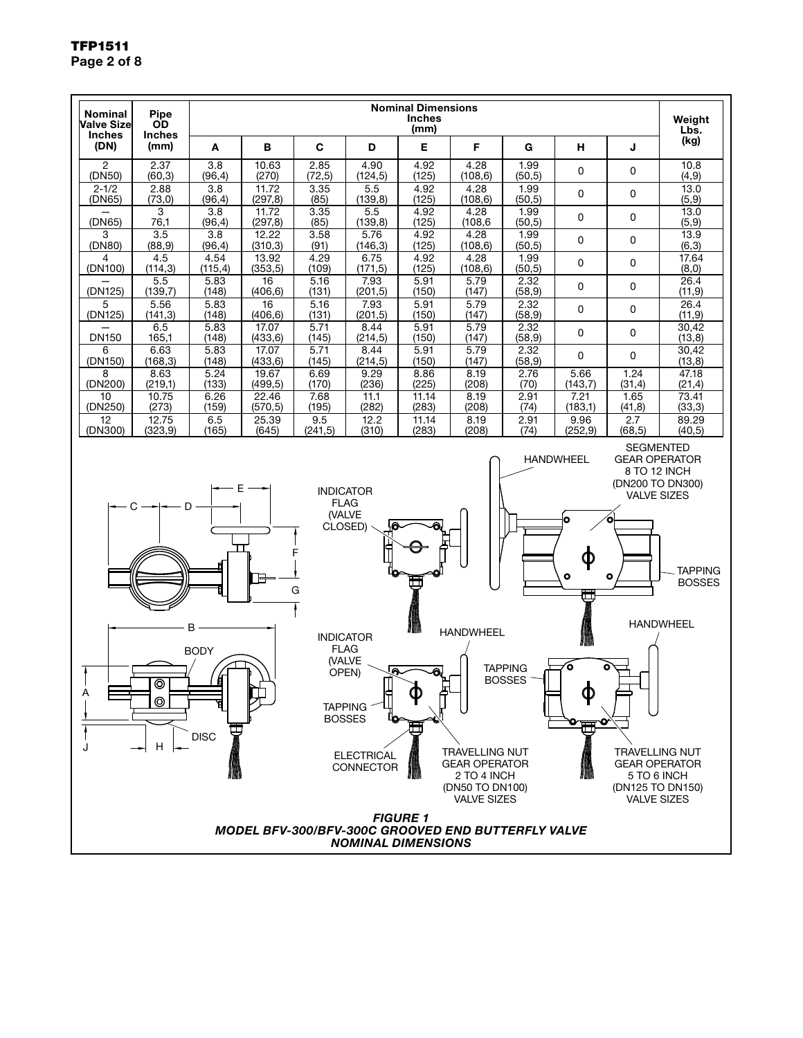| Nominal Valve Size Inches (DN) | Pipe OD Inches (mm) | Nominal Dimensions Inches (mm) | | | | | | | | | Weight Lbs. (kg) |
|---|---|---|---|---|---|---|---|---|---|---|---|
| | | A | B | C | D | E | F | G | H | J | |
| 2 (DN50) | 2.37 (60,3) | 3.8 (96,4) | 10.63 (270) | 2.85 (72,5) | 4.90 (124,5) | 4.92 (125) | 4.28 (108,6) | 1.99 (50,5) | 0 | 0 | 10.8 (4,9) |
| 2-1/2 (DN65) | 2.88 (73,0) | 3.8 (96,4) | 11.72 (297,8) | 3.35 (85) | 5.5 (139,8) | 4.92 (125) | 4.28 (108,6) | 1.99 (50,5) | 0 | 0 | 13.0 (5,9) |
| — (DN65) | 3 76,1 | 3.8 (96,4) | 11.72 (297,8) | 3.35 (85) | 5.5 (139,8) | 4.92 (125) | 4.28 (108,6 | 1.99 (50,5) | 0 | 0 | 13.0 (5,9) |
| 3 (DN80) | 3.5 (88,9) | 3.8 (96,4) | 12.22 (310,3) | 3.58 (91) | 5.76 (146,3) | 4.92 (125) | 4.28 (108,6) | 1.99 (50,5) | 0 | 0 | 13.9 (6,3) |
| 4 (DN100) | 4.5 (114,3) | 4.54 (115,4) | 13.92 (353,5) | 4.29 (109) | 6.75 (171,5) | 4.92 (125) | 4.28 (108,6) | 1.99 (50,5) | 0 | 0 | 17.64 (8,0) |
| — (DN125) | 5.5 (139,7) | 5.83 (148) | 16 (406,6) | 5.16 (131) | 7.93 (201,5) | 5.91 (150) | 5.79 (147) | 2.32 (58,9) | 0 | 0 | 26.4 (11,9) |
| 5 (DN125) | 5.56 (141,3) | 5.83 (148) | 16 (406,6) | 5.16 (131) | 7.93 (201,5) | 5.91 (150) | 5.79 (147) | 2.32 (58,9) | 0 | 0 | 26.4 (11,9) |
| — DN150 | 6.5 165,1 | 5.83 (148) | 17.07 (433,6) | 5.71 (145) | 8.44 (214,5) | 5.91 (150) | 5.79 (147) | 2.32 (58,9) | 0 | 0 | 30,42 (13,8) |
| 6 (DN150) | 6.63 (168,3) | 5.83 (148) | 17.07 (433,6) | 5.71 (145) | 8.44 (214,5) | 5.91 (150) | 5.79 (147) | 2.32 (58,9) | 0 | 0 | 30,42 (13,8) |
| 8 (DN200) | 8.63 (219,1) | 5.24 (133) | 19.67 (499,5) | 6.69 (170) | 9.29 (236) | 8.86 (225) | 8.19 (208) | 2.76 (70) | 5.66 (143,7) | 1.24 (31,4) | 47.18 (21,4) |
| 10 (DN250) | 10.75 (273) | 6.26 (159) | 22.46 (570,5) | 7.68 (195) | 11.1 (282) | 11.14 (283) | 8.19 (208) | 2.91 (74) | 7.21 (183,1) | 1.65 (41,8) | 73.41 (33,3) |
| 12 (DN300) | 12.75 (323,9) | 6.5 (165) | 25.39 (645) | 9.5 (241,5) | 12.2 (310) | 11.14 (283) | 8.19 (208) | 2.91 (74) | 9.96 (252,9) | 2.7 (68,5) | 89.29 (40,5) |

*FIGURE 1*
*MODEL BFV-300/BFV-300C GROOVED END BUTTERFLY VALVE NOMINAL DIMENSIONS*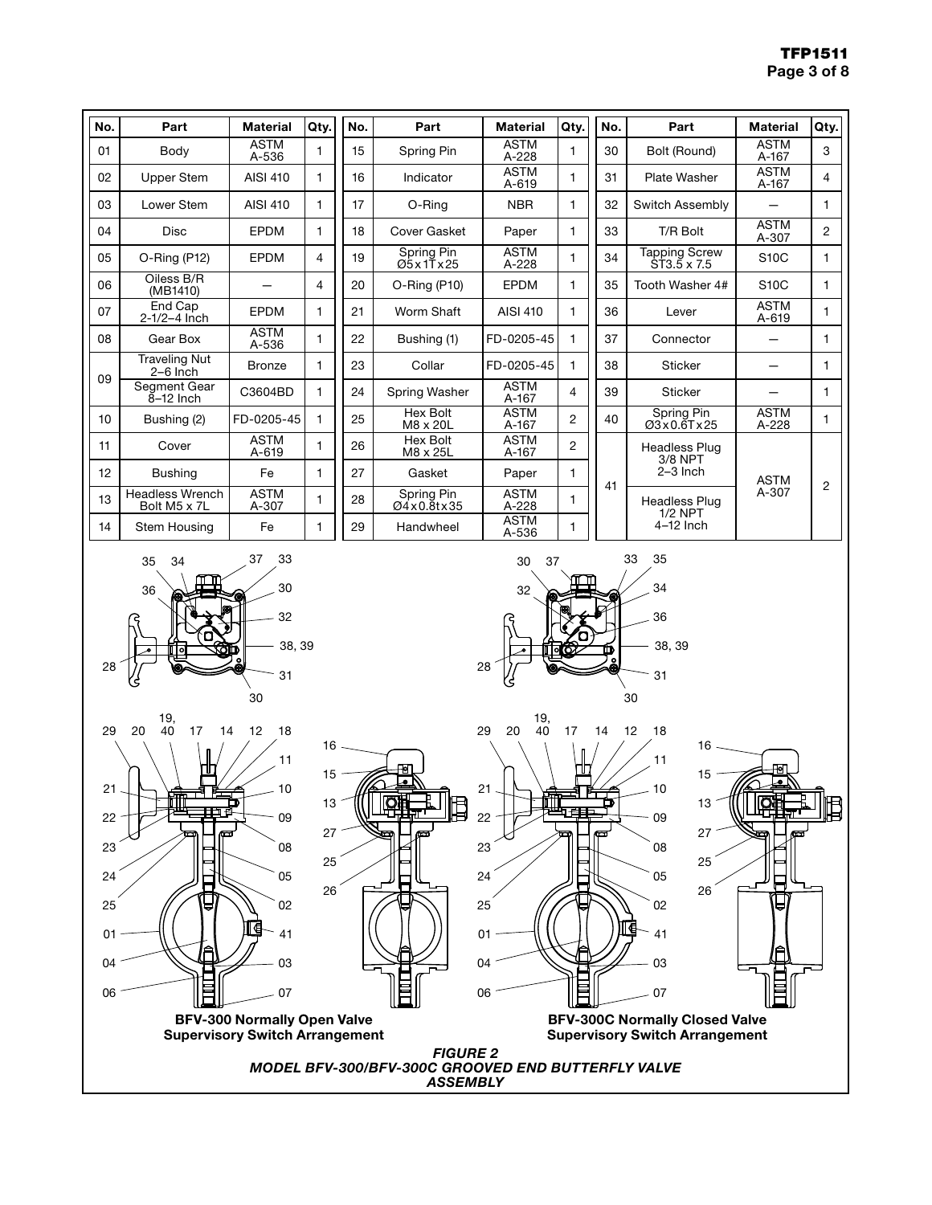| No. | Part | Material | Qty. |
|---|---|---|---|
| 01 | Body | ASTM A-536 | 1 |
| 02 | Upper Stem | AISI 410 | 1 |
| 03 | Lower Stem | AISI 410 | 1 |
| 04 | Disc | EPDM | 1 |
| 05 | O-Ring (P12) | EPDM | 4 |
| 06 | Oiless B/R (MB1410) | — | 4 |
| 07 | End Cap 2-1/2–4 Inch | EPDM | 1 |
| 08 | Gear Box | ASTM A-536 | 1 |
| 09 | Traveling Nut 2–6 Inch | Bronze | 1 |
| | Segment Gear 8–12 Inch | C3604BD | 1 |
| 10 | Bushing (2) | FD-0205-45 | 1 |
| 11 | Cover | ASTM A-619 | 1 |
| 12 | Bushing | Fe | 1 |
| 13 | Headless Wrench Bolt M5 x 7L | ASTM A-307 | 1 |
| 14 | Stem Housing | Fe | 1 |
| 15 | Spring Pin | ASTM A-228 | 1 |
| 16 | Indicator | ASTM A-619 | 1 |
| 17 | O-Ring | NBR | 1 |
| 18 | Cover Gasket | Paper | 1 |
| 19 | Spring Pin Ø5x1Tx25 | ASTM A-228 | 1 |
| 20 | O-Ring (P10) | EPDM | 1 |
| 21 | Worm Shaft | AISI 410 | 1 |
| 22 | Bushing (1) | FD-0205-45 | 1 |
| 23 | Collar | FD-0205-45 | 1 |
| 24 | Spring Washer | ASTM A-167 | 4 |
| 25 | Hex Bolt M8 x 20L | ASTM A-167 | 2 |
| 26 | Hex Bolt M8 x 25L | ASTM A-167 | 2 |
| 27 | Gasket | Paper | 1 |
| 28 | Spring Pin Ø4x0.8tx35 | ASTM A-228 | 1 |
| 29 | Handwheel | ASTM A-536 | 1 |
| 30 | Bolt (Round) | ASTM A-167 | 3 |
| 31 | Plate Washer | ASTM A-167 | 4 |
| 32 | Switch Assembly | — | 1 |
| 33 | T/R Bolt | ASTM A-307 | 2 |
| 34 | Tapping Screw ST3.5 x 7.5 | S10C | 1 |
| 35 | Tooth Washer 4# | S10C | 1 |
| 36 | Lever | ASTM A-619 | 1 |
| 37 | Connector | — | 1 |
| 38 | Sticker | — | 1 |
| 39 | Sticker | — | 1 |
| 40 | Spring Pin Ø3x0.6Tx25 | ASTM A-228 | 1 |
| 41 | Headless Plug 3/8 NPT 2–3 Inch | ASTM A-307 | 2 |
| | Headless Plug 1/2 NPT 4–12 Inch | | |

**BFV-300 Normally Open Valve Supervisory Switch Arrangement**

**BFV-300C Normally Closed Valve Supervisory Switch Arrangement**

***FIGURE 2***
***MODEL BFV-300/BFV-300C GROOVED END BUTTERFLY VALVE ASSEMBLY***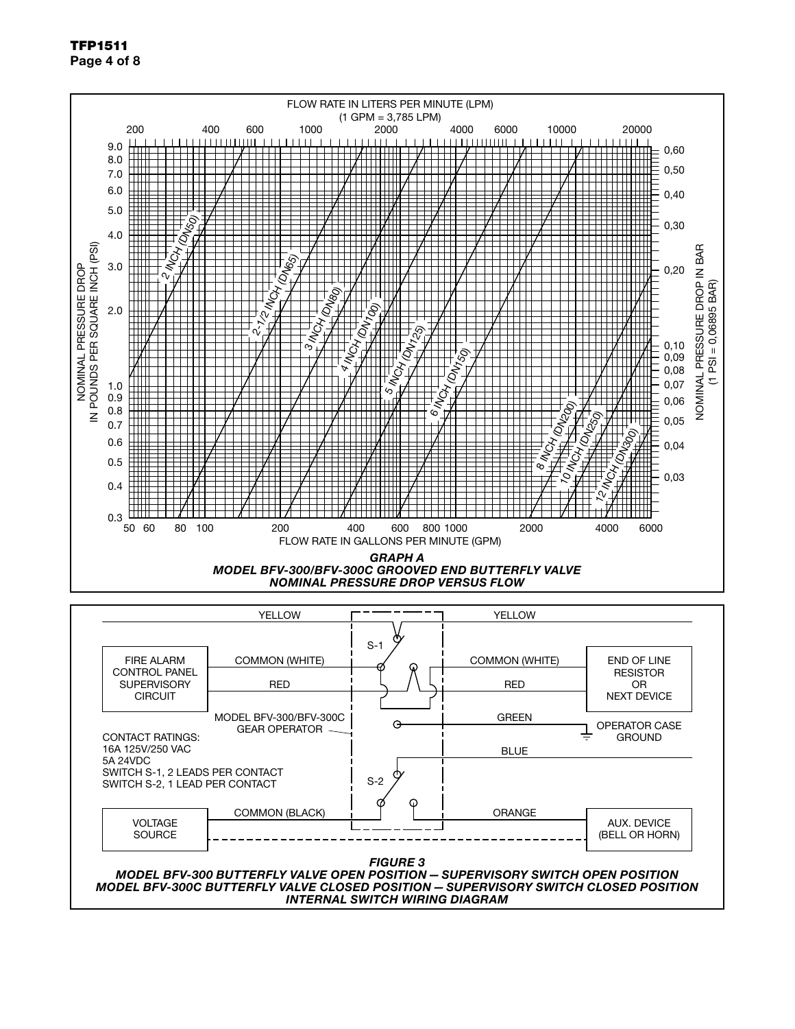FLOW RATE IN LITERS PER MINUTE (LPM)
(1 GPM = 3,785 LPM)

NOMINAL PRESSURE DROP IN POUNDS PER SQUARE INCH (PSI)

NOMINAL PRESSURE DROP IN BAR (1 PSI = 0,06895 BAR)

2 INCH (DN50), 2-1/2 INCH (DN65), 3 INCH (DN80), 4 INCH (DN100), 5 INCH (DN125), 6 INCH (DN150), 8 INCH (DN200), 10 INCH (DN250), 12 INCH (DN300)

FLOW RATE IN GALLONS PER MINUTE (GPM)

***GRAPH A***
***MODEL BFV-300/BFV-300C GROOVED END BUTTERFLY VALVE***
***NOMINAL PRESSURE DROP VERSUS FLOW***

FIRE ALARM CONTROL PANEL SUPERVISORY CIRCUIT — YELLOW, COMMON (WHITE), RED — S-1 — YELLOW, COMMON (WHITE), RED — END OF LINE RESISTOR OR NEXT DEVICE

MODEL BFV-300/BFV-300C GEAR OPERATOR — GREEN — OPERATOR CASE GROUND

CONTACT RATINGS:
16A 125V/250 VAC
5A 24VDC
SWITCH S-1, 2 LEADS PER CONTACT
SWITCH S-2, 1 LEAD PER CONTACT

VOLTAGE SOURCE — COMMON (BLACK) — S-2 — BLUE, ORANGE — AUX. DEVICE (BELL OR HORN)

***FIGURE 3***
***MODEL BFV-300 BUTTERFLY VALVE OPEN POSITION — SUPERVISORY SWITCH OPEN POSITION***
***MODEL BFV-300C BUTTERFLY VALVE CLOSED POSITION — SUPERVISORY SWITCH CLOSED POSITION***
***INTERNAL SWITCH WIRING DIAGRAM***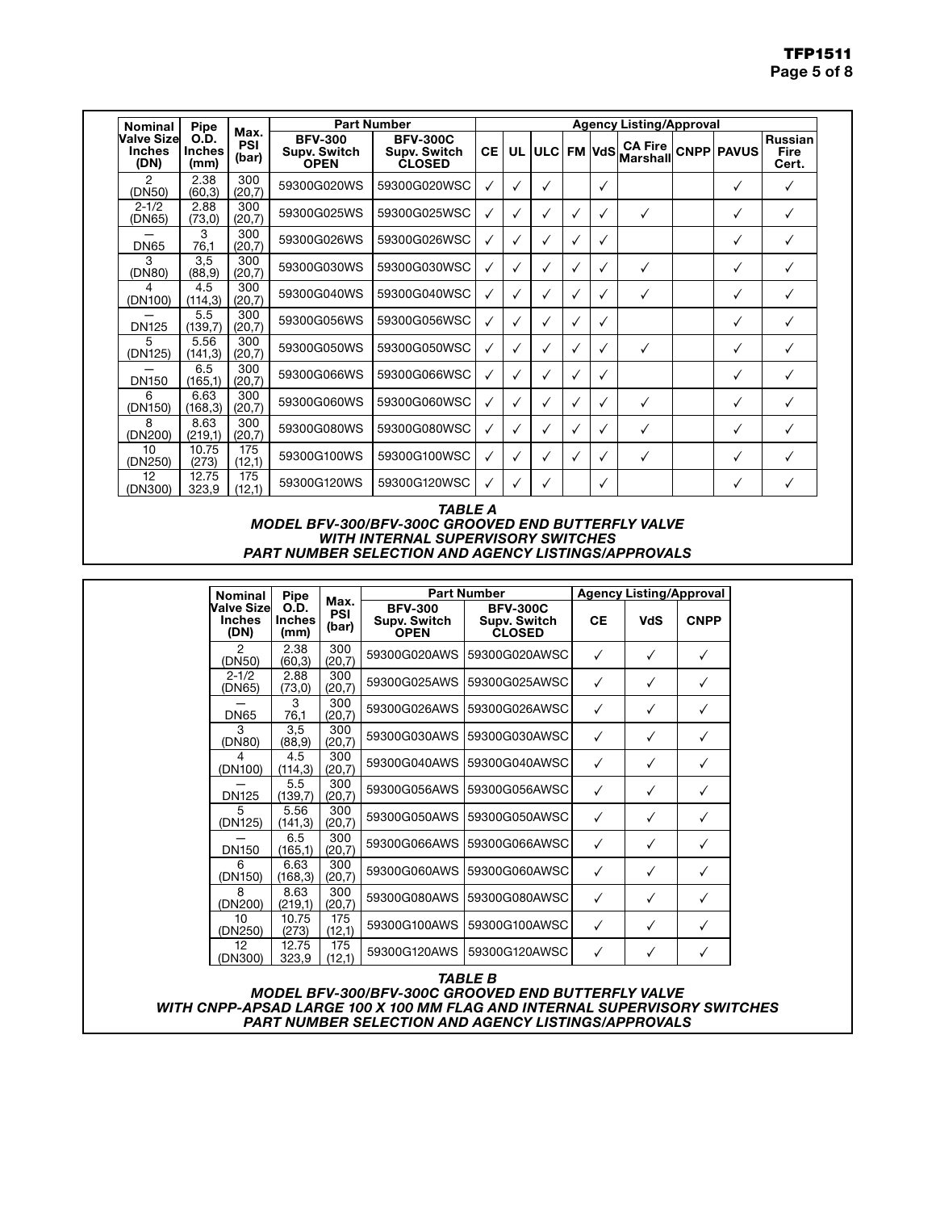| Nominal Valve Size Inches (DN) | Pipe O.D. Inches (mm) | Max. PSI (bar) | Part Number | | Agency Listing/Approval | | | | | | | | |
|---|---|---|---|---|---|---|---|---|---|---|---|---|---|
| | | | BFV-300 Supv. Switch OPEN | BFV-300C Supv. Switch CLOSED | CE | UL | ULC | FM | VdS | CA Fire Marshall | CNPP | PAVUS | Russian Fire Cert. |
| 2 (DN50) | 2.38 (60,3) | 300 (20,7) | 59300G020WS | 59300G020WSC | ✓ | ✓ | ✓ | | ✓ | | | ✓ | ✓ |
| 2-1/2 (DN65) | 2.88 (73,0) | 300 (20,7) | 59300G025WS | 59300G025WSC | ✓ | ✓ | ✓ | ✓ | ✓ | ✓ | | ✓ | ✓ |
| — DN65 | 3 76,1 | 300 (20,7) | 59300G026WS | 59300G026WSC | ✓ | ✓ | ✓ | ✓ | ✓ | | | ✓ | ✓ |
| 3 (DN80) | 3,5 (88,9) | 300 (20,7) | 59300G030WS | 59300G030WSC | ✓ | ✓ | ✓ | ✓ | ✓ | ✓ | | ✓ | ✓ |
| 4 (DN100) | 4.5 (114,3) | 300 (20,7) | 59300G040WS | 59300G040WSC | ✓ | ✓ | ✓ | ✓ | ✓ | ✓ | | ✓ | ✓ |
| — DN125 | 5.5 (139,7) | 300 (20,7) | 59300G056WS | 59300G056WSC | ✓ | ✓ | ✓ | ✓ | ✓ | | | ✓ | ✓ |
| 5 (DN125) | 5.56 (141,3) | 300 (20,7) | 59300G050WS | 59300G050WSC | ✓ | ✓ | ✓ | ✓ | ✓ | ✓ | | ✓ | ✓ |
| — DN150 | 6.5 (165,1) | 300 (20,7) | 59300G066WS | 59300G066WSC | ✓ | ✓ | ✓ | ✓ | ✓ | | | ✓ | ✓ |
| 6 (DN150) | 6.63 (168,3) | 300 (20,7) | 59300G060WS | 59300G060WSC | ✓ | ✓ | ✓ | ✓ | ✓ | ✓ | | ✓ | ✓ |
| 8 (DN200) | 8.63 (219,1) | 300 (20,7) | 59300G080WS | 59300G080WSC | ✓ | ✓ | ✓ | ✓ | ✓ | ✓ | | ✓ | ✓ |
| 10 (DN250) | 10.75 (273) | 175 (12,1) | 59300G100WS | 59300G100WSC | ✓ | ✓ | ✓ | ✓ | ✓ | ✓ | | ✓ | ✓ |
| 12 (DN300) | 12.75 323,9 | 175 (12,1) | 59300G120WS | 59300G120WSC | ✓ | ✓ | ✓ | | ✓ | | | ✓ | ✓ |

***TABLE A***
***MODEL BFV-300/BFV-300C GROOVED END BUTTERFLY VALVE WITH INTERNAL SUPERVISORY SWITCHES PART NUMBER SELECTION AND AGENCY LISTINGS/APPROVALS***

| Nominal Valve Size Inches (DN) | Pipe O.D. Inches (mm) | Max. PSI (bar) | Part Number | | Agency Listing/Approval | | |
|---|---|---|---|---|---|---|---|
| | | | BFV-300 Supv. Switch OPEN | BFV-300C Supv. Switch CLOSED | CE | VdS | CNPP |
| 2 (DN50) | 2.38 (60,3) | 300 (20,7) | 59300G020AWS | 59300G020AWSC | ✓ | ✓ | ✓ |
| 2-1/2 (DN65) | 2.88 (73,0) | 300 (20,7) | 59300G025AWS | 59300G025AWSC | ✓ | ✓ | ✓ |
| — DN65 | 3 76,1 | 300 (20,7) | 59300G026AWS | 59300G026AWSC | ✓ | ✓ | ✓ |
| 3 (DN80) | 3,5 (88,9) | 300 (20,7) | 59300G030AWS | 59300G030AWSC | ✓ | ✓ | ✓ |
| 4 (DN100) | 4.5 (114,3) | 300 (20,7) | 59300G040AWS | 59300G040AWSC | ✓ | ✓ | ✓ |
| — DN125 | 5.5 (139,7) | 300 (20,7) | 59300G056AWS | 59300G056AWSC | ✓ | ✓ | ✓ |
| 5 (DN125) | 5.56 (141,3) | 300 (20,7) | 59300G050AWS | 59300G050AWSC | ✓ | ✓ | ✓ |
| — DN150 | 6.5 (165,1) | 300 (20,7) | 59300G066AWS | 59300G066AWSC | ✓ | ✓ | ✓ |
| 6 (DN150) | 6.63 (168,3) | 300 (20,7) | 59300G060AWS | 59300G060AWSC | ✓ | ✓ | ✓ |
| 8 (DN200) | 8.63 (219,1) | 300 (20,7) | 59300G080AWS | 59300G080AWSC | ✓ | ✓ | ✓ |
| 10 (DN250) | 10.75 (273) | 175 (12,1) | 59300G100AWS | 59300G100AWSC | ✓ | ✓ | ✓ |
| 12 (DN300) | 12.75 323,9 | 175 (12,1) | 59300G120AWS | 59300G120AWSC | ✓ | ✓ | ✓ |

***TABLE B***
***MODEL BFV-300/BFV-300C GROOVED END BUTTERFLY VALVE WITH CNPP-APSAD LARGE 100 X 100 MM FLAG AND INTERNAL SUPERVISORY SWITCHES PART NUMBER SELECTION AND AGENCY LISTINGS/APPROVALS***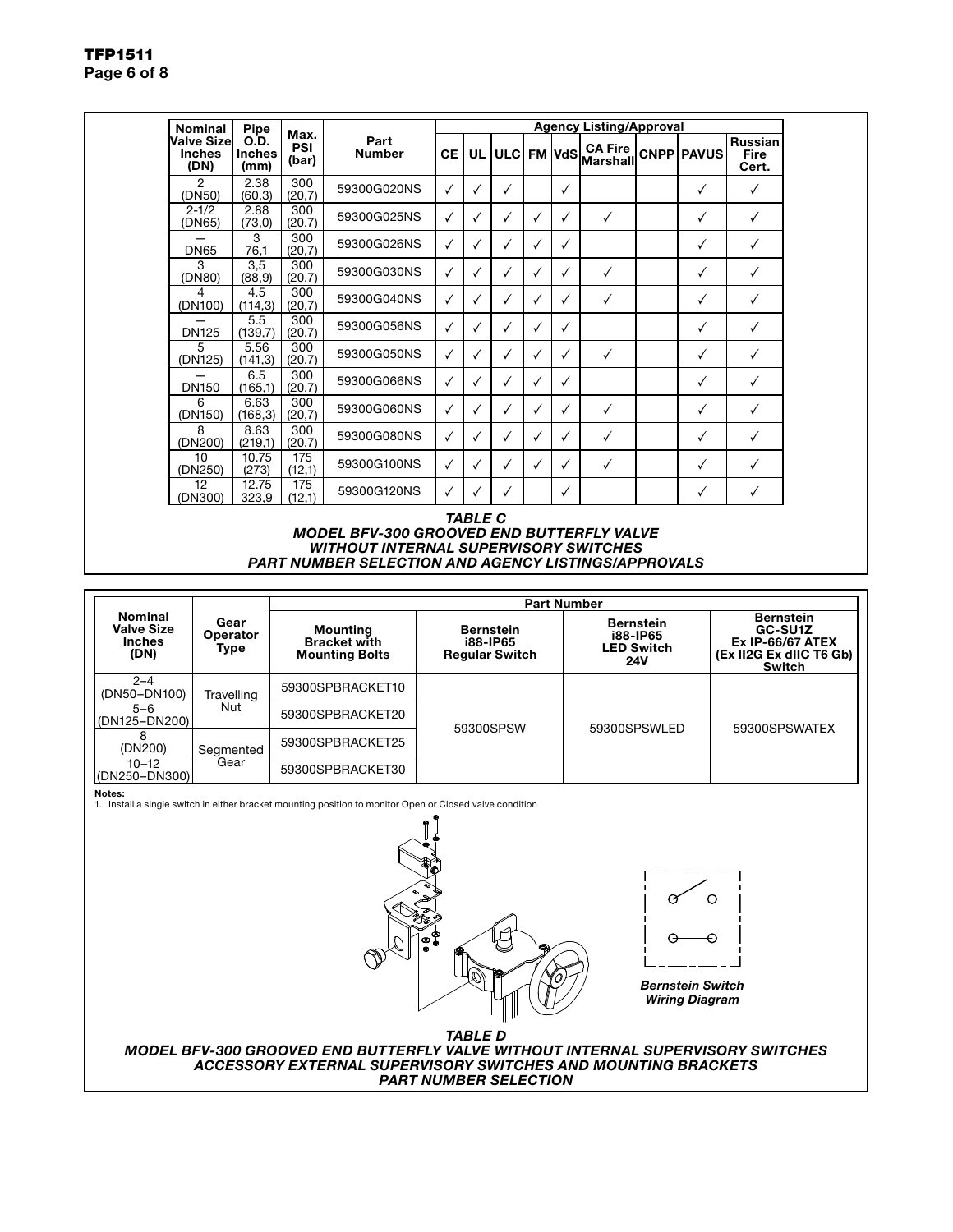| Nominal Valve Size Inches (DN) | Pipe O.D. Inches (mm) | Max. PSI (bar) | Part Number | Agency Listing/Approval | | | | | | | | |
|---|---|---|---|---|---|---|---|---|---|---|---|---|
| | | | | CE | UL | ULC | FM | VdS | CA Fire Marshall | CNPP | PAVUS | Russian Fire Cert. |
| 2 (DN50) | 2.38 (60,3) | 300 (20,7) | 59300G020NS | ✓ | ✓ | ✓ | | ✓ | | | ✓ | ✓ |
| 2-1/2 (DN65) | 2.88 (73,0) | 300 (20,7) | 59300G025NS | ✓ | ✓ | ✓ | ✓ | ✓ | ✓ | | ✓ | ✓ |
| — DN65 | 3 76,1 | 300 (20,7) | 59300G026NS | ✓ | ✓ | ✓ | ✓ | ✓ | | | ✓ | ✓ |
| 3 (DN80) | 3,5 (88,9) | 300 (20,7) | 59300G030NS | ✓ | ✓ | ✓ | ✓ | ✓ | ✓ | | ✓ | ✓ |
| 4 (DN100) | 4.5 (114,3) | 300 (20,7) | 59300G040NS | ✓ | ✓ | ✓ | ✓ | ✓ | ✓ | | ✓ | ✓ |
| — DN125 | 5.5 (139,7) | 300 (20,7) | 59300G056NS | ✓ | ✓ | ✓ | ✓ | ✓ | | | ✓ | ✓ |
| 5 (DN125) | 5.56 (141,3) | 300 (20,7) | 59300G050NS | ✓ | ✓ | ✓ | ✓ | ✓ | ✓ | | ✓ | ✓ |
| — DN150 | 6.5 (165,1) | 300 (20,7) | 59300G066NS | ✓ | ✓ | ✓ | ✓ | ✓ | | | ✓ | ✓ |
| 6 (DN150) | 6.63 (168,3) | 300 (20,7) | 59300G060NS | ✓ | ✓ | ✓ | ✓ | ✓ | ✓ | | ✓ | ✓ |
| 8 (DN200) | 8.63 (219,1) | 300 (20,7) | 59300G080NS | ✓ | ✓ | ✓ | ✓ | ✓ | ✓ | | ✓ | ✓ |
| 10 (DN250) | 10.75 (273) | 175 (12,1) | 59300G100NS | ✓ | ✓ | ✓ | ✓ | ✓ | ✓ | | ✓ | ✓ |
| 12 (DN300) | 12.75 323,9 | 175 (12,1) | 59300G120NS | ✓ | ✓ | ✓ | | ✓ | | | ✓ | ✓ |

***TABLE C***
***MODEL BFV-300 GROOVED END BUTTERFLY VALVE WITHOUT INTERNAL SUPERVISORY SWITCHES PART NUMBER SELECTION AND AGENCY LISTINGS/APPROVALS***

| Nominal Valve Size Inches (DN) | Gear Operator Type | Part Number | | | |
|---|---|---|---|---|---|
| | | Mounting Bracket with Mounting Bolts | Bernstein i88-IP65 Regular Switch | Bernstein i88-IP65 LED Switch 24V | Bernstein GC-SU1Z Ex IP-66/67 ATEX (Ex II2G Ex dIIC T6 Gb) Switch |
| 2–4 (DN50–DN100) | Travelling Nut | 59300SPBRACKET10 | 59300SPSW | 59300SPSWLED | 59300SPSWATEX |
| 5–6 (DN125–DN200) | | 59300SPBRACKET20 | | | |
| 8 (DN200) | Segmented Gear | 59300SPBRACKET25 | | | |
| 10–12 (DN250–DN300) | | 59300SPBRACKET30 | | | |

**Notes:**
1. Install a single switch in either bracket mounting position to monitor Open or Closed valve condition

*Bernstein Switch Wiring Diagram*

***TABLE D***
***MODEL BFV-300 GROOVED END BUTTERFLY VALVE WITHOUT INTERNAL SUPERVISORY SWITCHES ACCESSORY EXTERNAL SUPERVISORY SWITCHES AND MOUNTING BRACKETS PART NUMBER SELECTION***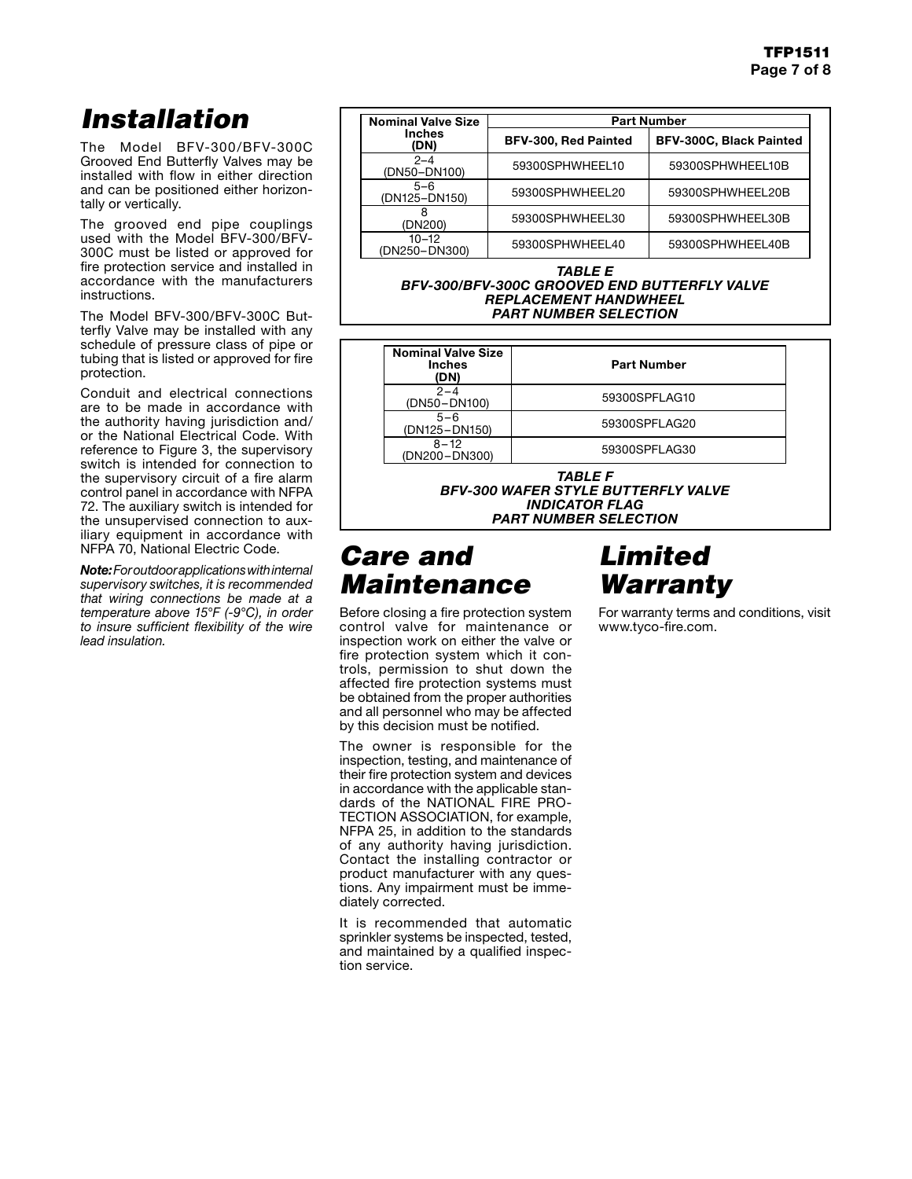# Installation

The Model BFV-300/BFV-300C Grooved End Butterfly Valves may be installed with flow in either direction and can be positioned either horizontally or vertically.

The grooved end pipe couplings used with the Model BFV-300/BFV-300C must be listed or approved for fire protection service and installed in accordance with the manufacturers instructions.

The Model BFV-300/BFV-300C Butterfly Valve may be installed with any schedule of pressure class of pipe or tubing that is listed or approved for fire protection.

Conduit and electrical connections are to be made in accordance with the authority having jurisdiction and/or the National Electrical Code. With reference to Figure 3, the supervisory switch is intended for connection to the supervisory circuit of a fire alarm control panel in accordance with NFPA 72. The auxiliary switch is intended for the unsupervised connection to auxiliary equipment in accordance with NFPA 70, National Electric Code.

***Note:*** *For outdoor applications with internal supervisory switches, it is recommended that wiring connections be made at a temperature above 15°F (-9°C), in order to insure sufficient flexibility of the wire lead insulation.*

| Nominal Valve Size Inches (DN) | Part Number | |
|---|---|---|
| | BFV-300, Red Painted | BFV-300C, Black Painted |
| 2–4 (DN50–DN100) | 59300SPHWHEEL10 | 59300SPHWHEEL10B |
| 5–6 (DN125–DN150) | 59300SPHWHEEL20 | 59300SPHWHEEL20B |
| 8 (DN200) | 59300SPHWHEEL30 | 59300SPHWHEEL30B |
| 10–12 (DN250–DN300) | 59300SPHWHEEL40 | 59300SPHWHEEL40B |

***TABLE E***
***BFV-300/BFV-300C GROOVED END BUTTERFLY VALVE REPLACEMENT HANDWHEEL PART NUMBER SELECTION***

| Nominal Valve Size Inches (DN) | Part Number |
|---|---|
| 2–4 (DN50–DN100) | 59300SPFLAG10 |
| 5–6 (DN125–DN150) | 59300SPFLAG20 |
| 8–12 (DN200–DN300) | 59300SPFLAG30 |

***TABLE F***
***BFV-300 WAFER STYLE BUTTERFLY VALVE INDICATOR FLAG PART NUMBER SELECTION***

# Care and Maintenance

Before closing a fire protection system control valve for maintenance or inspection work on either the valve or fire protection system which it controls, permission to shut down the affected fire protection systems must be obtained from the proper authorities and all personnel who may be affected by this decision must be notified.

The owner is responsible for the inspection, testing, and maintenance of their fire protection system and devices in accordance with the applicable standards of the NATIONAL FIRE PROTECTION ASSOCIATION, for example, NFPA 25, in addition to the standards of any authority having jurisdiction. Contact the installing contractor or product manufacturer with any questions. Any impairment must be immediately corrected.

It is recommended that automatic sprinkler systems be inspected, tested, and maintained by a qualified inspection service.

# Limited Warranty

For warranty terms and conditions, visit www.tyco-fire.com.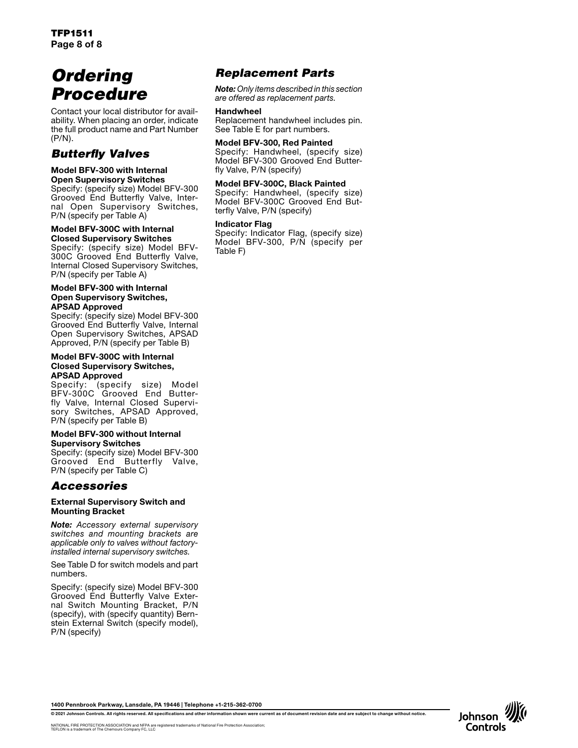# Ordering Procedure

Contact your local distributor for availability. When placing an order, indicate the full product name and Part Number (P/N).

## Butterfly Valves

**Model BFV-300 with Internal Open Supervisory Switches**
Specify: (specify size) Model BFV-300 Grooved End Butterfly Valve, Internal Open Supervisory Switches, P/N (specify per Table A)

**Model BFV-300C with Internal Closed Supervisory Switches**
Specify: (specify size) Model BFV-300C Grooved End Butterfly Valve, Internal Closed Supervisory Switches, P/N (specify per Table A)

**Model BFV-300 with Internal Open Supervisory Switches, APSAD Approved**
Specify: (specify size) Model BFV-300 Grooved End Butterfly Valve, Internal Open Supervisory Switches, APSAD Approved, P/N (specify per Table B)

**Model BFV-300C with Internal Closed Supervisory Switches, APSAD Approved**
Specify: (specify size) Model BFV-300C Grooved End Butterfly Valve, Internal Closed Supervisory Switches, APSAD Approved, P/N (specify per Table B)

**Model BFV-300 without Internal Supervisory Switches**
Specify: (specify size) Model BFV-300 Grooved End Butterfly Valve, P/N (specify per Table C)

## Accessories

**External Supervisory Switch and Mounting Bracket**

***Note:** Accessory external supervisory switches and mounting brackets are applicable only to valves without factory-installed internal supervisory switches.*

See Table D for switch models and part numbers.

Specify: (specify size) Model BFV-300 Grooved End Butterfly Valve External Switch Mounting Bracket, P/N (specify), with (specify quantity) Bernstein External Switch (specify model), P/N (specify)

## Replacement Parts

***Note:** Only items described in this section are offered as replacement parts.*

**Handwheel**
Replacement handwheel includes pin. See Table E for part numbers.

**Model BFV-300, Red Painted**
Specify: Handwheel, (specify size) Model BFV-300 Grooved End Butterfly Valve, P/N (specify)

**Model BFV-300C, Black Painted**
Specify: Handwheel, (specify size) Model BFV-300C Grooved End Butterfly Valve, P/N (specify)

**Indicator Flag**
Specify: Indicator Flag, (specify size) Model BFV-300, P/N (specify per Table F)

1400 Pennbrook Parkway, Lansdale, PA 19446 | Telephone +1-215-362-0700

© 2021 Johnson Controls. All rights reserved. All specifications and other information shown were current as of document revision date and are subject to change without notice.

NATIONAL FIRE PROTECTION ASSOCIATION and NFPA are registered trademarks of National Fire Protection Association; TEFLON is a trademark of The Chemours Company FC, LLC